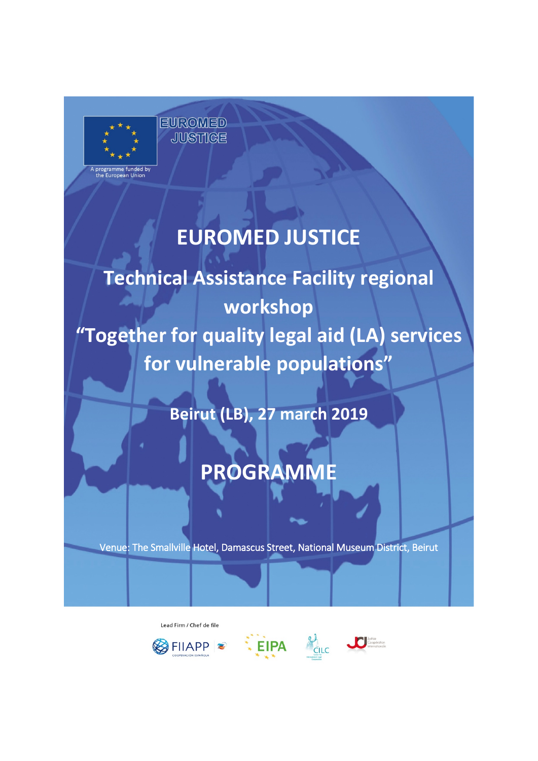EUROMED JUSTICE

A programme funded by the European Union

# EUROMED JUSTICE

## Technical Assistance Facility regional workshop

## "Together for quality legal aid (LA) services for vulnerable populations"

### Beirut (LB), 27 march 2019

# PROGRAMME

Venue: The Smallville Hotel, Damascus Street, National Museum District, Beirut

Lead Firm / Chef de file

FIIAPP COOPERACIÓN ESPAÑOLA | EIPA | CILC | JCI Justice Coopération Internationale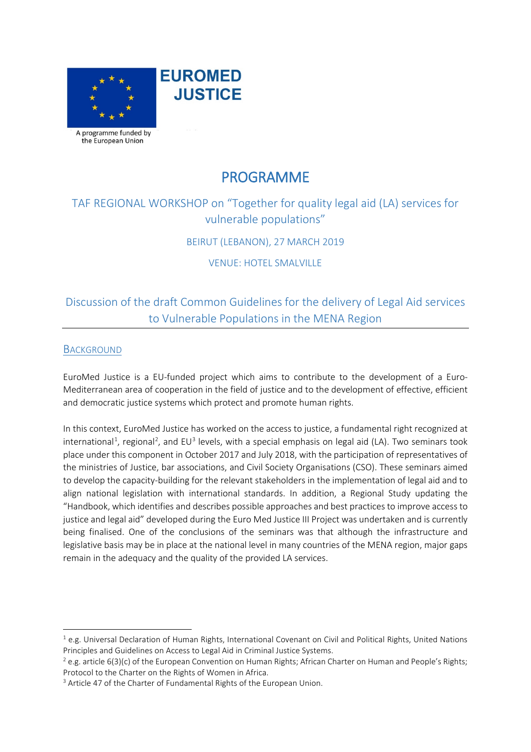EUROMED JUSTICE

A programme funded by the European Union

# PROGRAMME

## TAF REGIONAL WORKSHOP on "Together for quality legal aid (LA) services for vulnerable populations"

BEIRUT (LEBANON), 27 MARCH 2019

VENUE: HOTEL SMALVILLE

## Discussion of the draft Common Guidelines for the delivery of Legal Aid services to Vulnerable Populations in the MENA Region

### BACKGROUND

EuroMed Justice is a EU-funded project which aims to contribute to the development of a Euro-Mediterranean area of cooperation in the field of justice and to the development of effective, efficient and democratic justice systems which protect and promote human rights.

In this context, EuroMed Justice has worked on the access to justice, a fundamental right recognized at international[1], regional[2], and EU[3] levels, with a special emphasis on legal aid (LA). Two seminars took place under this component in October 2017 and July 2018, with the participation of representatives of the ministries of Justice, bar associations, and Civil Society Organisations (CSO). These seminars aimed to develop the capacity-building for the relevant stakeholders in the implementation of legal aid and to align national legislation with international standards. In addition, a Regional Study updating the "Handbook, which identifies and describes possible approaches and best practices to improve access to justice and legal aid" developed during the Euro Med Justice III Project was undertaken and is currently being finalised. One of the conclusions of the seminars was that although the infrastructure and legislative basis may be in place at the national level in many countries of the MENA region, major gaps remain in the adequacy and the quality of the provided LA services.

---

[1] e.g. Universal Declaration of Human Rights, International Covenant on Civil and Political Rights, United Nations Principles and Guidelines on Access to Legal Aid in Criminal Justice Systems.

[2] e.g. article 6(3)(c) of the European Convention on Human Rights; African Charter on Human and People's Rights; Protocol to the Charter on the Rights of Women in Africa.

[3] Article 47 of the Charter of Fundamental Rights of the European Union.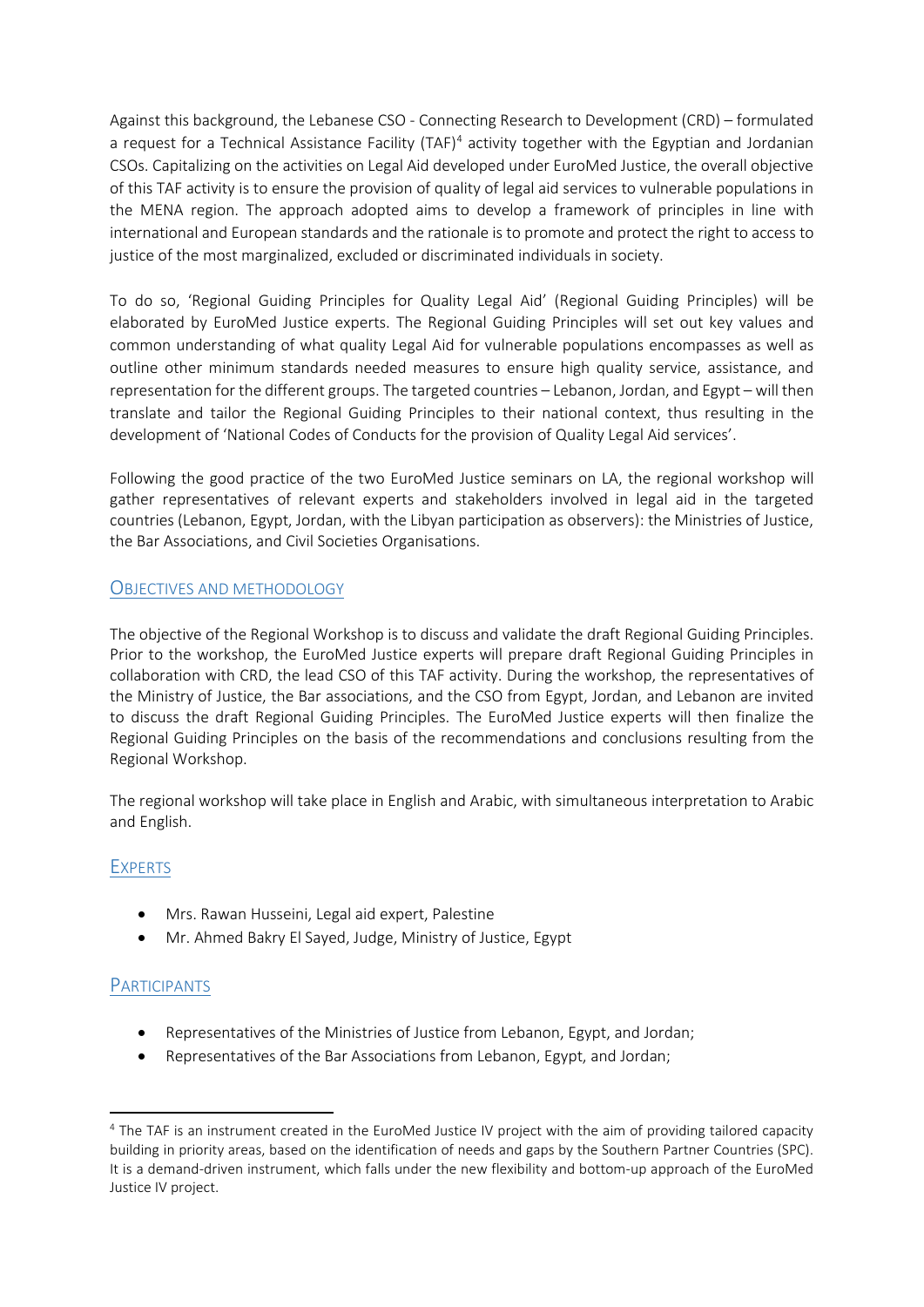Against this background, the Lebanese CSO - Connecting Research to Development (CRD) – formulated a request for a Technical Assistance Facility (TAF)[4] activity together with the Egyptian and Jordanian CSOs. Capitalizing on the activities on Legal Aid developed under EuroMed Justice, the overall objective of this TAF activity is to ensure the provision of quality of legal aid services to vulnerable populations in the MENA region. The approach adopted aims to develop a framework of principles in line with international and European standards and the rationale is to promote and protect the right to access to justice of the most marginalized, excluded or discriminated individuals in society.

To do so, 'Regional Guiding Principles for Quality Legal Aid' (Regional Guiding Principles) will be elaborated by EuroMed Justice experts. The Regional Guiding Principles will set out key values and common understanding of what quality Legal Aid for vulnerable populations encompasses as well as outline other minimum standards needed measures to ensure high quality service, assistance, and representation for the different groups. The targeted countries – Lebanon, Jordan, and Egypt – will then translate and tailor the Regional Guiding Principles to their national context, thus resulting in the development of 'National Codes of Conducts for the provision of Quality Legal Aid services'.

Following the good practice of the two EuroMed Justice seminars on LA, the regional workshop will gather representatives of relevant experts and stakeholders involved in legal aid in the targeted countries (Lebanon, Egypt, Jordan, with the Libyan participation as observers): the Ministries of Justice, the Bar Associations, and Civil Societies Organisations.

## Objectives and methodology

The objective of the Regional Workshop is to discuss and validate the draft Regional Guiding Principles. Prior to the workshop, the EuroMed Justice experts will prepare draft Regional Guiding Principles in collaboration with CRD, the lead CSO of this TAF activity. During the workshop, the representatives of the Ministry of Justice, the Bar associations, and the CSO from Egypt, Jordan, and Lebanon are invited to discuss the draft Regional Guiding Principles. The EuroMed Justice experts will then finalize the Regional Guiding Principles on the basis of the recommendations and conclusions resulting from the Regional Workshop.

The regional workshop will take place in English and Arabic, with simultaneous interpretation to Arabic and English.

## Experts

- Mrs. Rawan Husseini, Legal aid expert, Palestine
- Mr. Ahmed Bakry El Sayed, Judge, Ministry of Justice, Egypt

## Participants

- Representatives of the Ministries of Justice from Lebanon, Egypt, and Jordan;
- Representatives of the Bar Associations from Lebanon, Egypt, and Jordan;

[4] The TAF is an instrument created in the EuroMed Justice IV project with the aim of providing tailored capacity building in priority areas, based on the identification of needs and gaps by the Southern Partner Countries (SPC). It is a demand-driven instrument, which falls under the new flexibility and bottom-up approach of the EuroMed Justice IV project.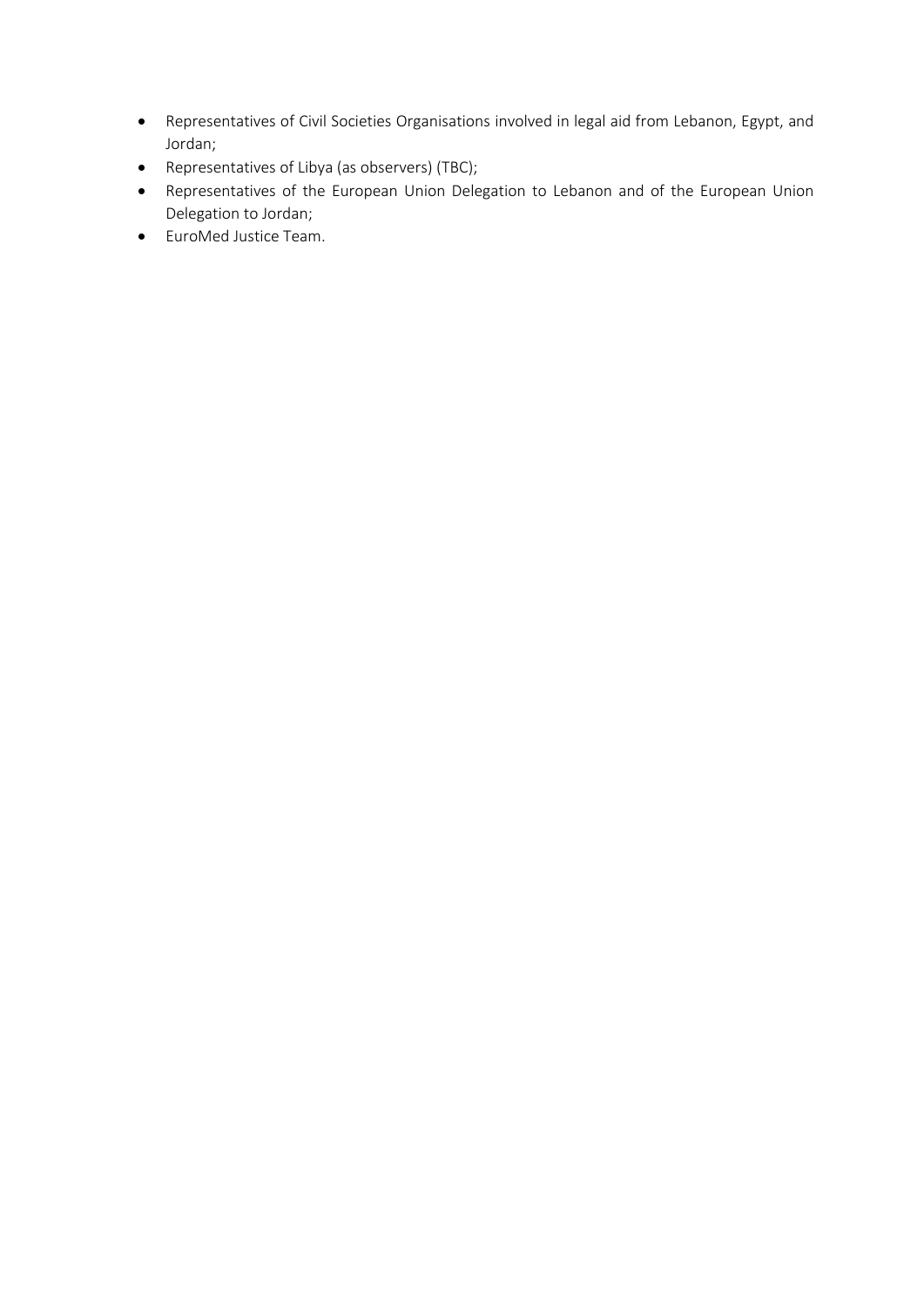- Representatives of Civil Societies Organisations involved in legal aid from Lebanon, Egypt, and Jordan;
- Representatives of Libya (as observers) (TBC);
- Representatives of the European Union Delegation to Lebanon and of the European Union Delegation to Jordan;
- EuroMed Justice Team.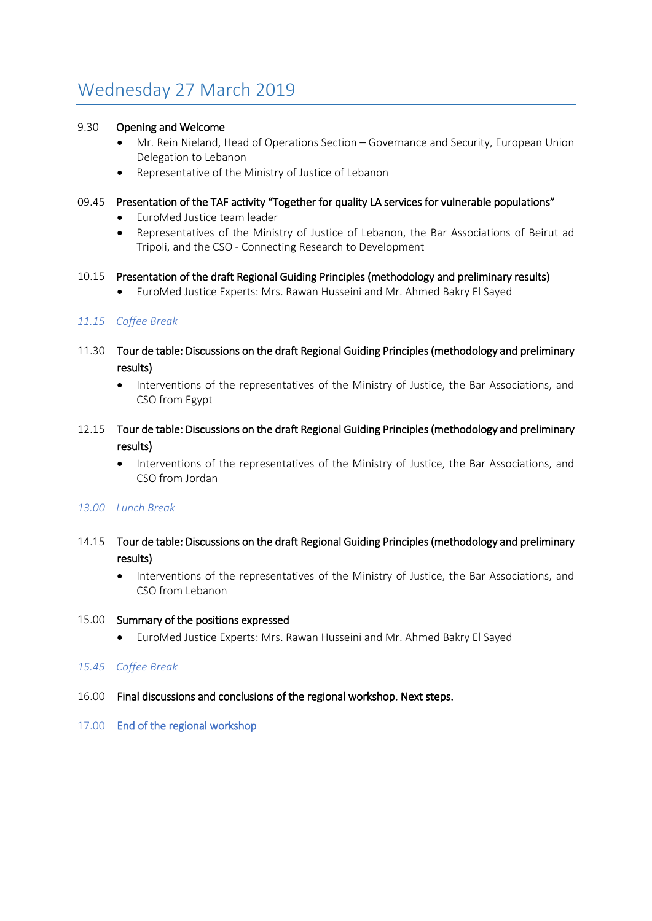## Wednesday 27 March 2019

9.30 **Opening and Welcome**

- Mr. Rein Nieland, Head of Operations Section – Governance and Security, European Union Delegation to Lebanon
- Representative of the Ministry of Justice of Lebanon

09.45 **Presentation of the TAF activity "Together for quality LA services for vulnerable populations"**

- EuroMed Justice team leader
- Representatives of the Ministry of Justice of Lebanon, the Bar Associations of Beirut ad Tripoli, and the CSO - Connecting Research to Development

10.15 **Presentation of the draft Regional Guiding Principles (methodology and preliminary results)**

- EuroMed Justice Experts: Mrs. Rawan Husseini and Mr. Ahmed Bakry El Sayed

*11.15 Coffee Break*

11.30 **Tour de table: Discussions on the draft Regional Guiding Principles (methodology and preliminary results)**

- Interventions of the representatives of the Ministry of Justice, the Bar Associations, and CSO from Egypt

12.15 **Tour de table: Discussions on the draft Regional Guiding Principles (methodology and preliminary results)**

- Interventions of the representatives of the Ministry of Justice, the Bar Associations, and CSO from Jordan

*13.00 Lunch Break*

14.15 **Tour de table: Discussions on the draft Regional Guiding Principles (methodology and preliminary results)**

- Interventions of the representatives of the Ministry of Justice, the Bar Associations, and CSO from Lebanon

15.00 **Summary of the positions expressed**

- EuroMed Justice Experts: Mrs. Rawan Husseini and Mr. Ahmed Bakry El Sayed

*15.45 Coffee Break*

16.00 **Final discussions and conclusions of the regional workshop. Next steps.**

17.00 End of the regional workshop